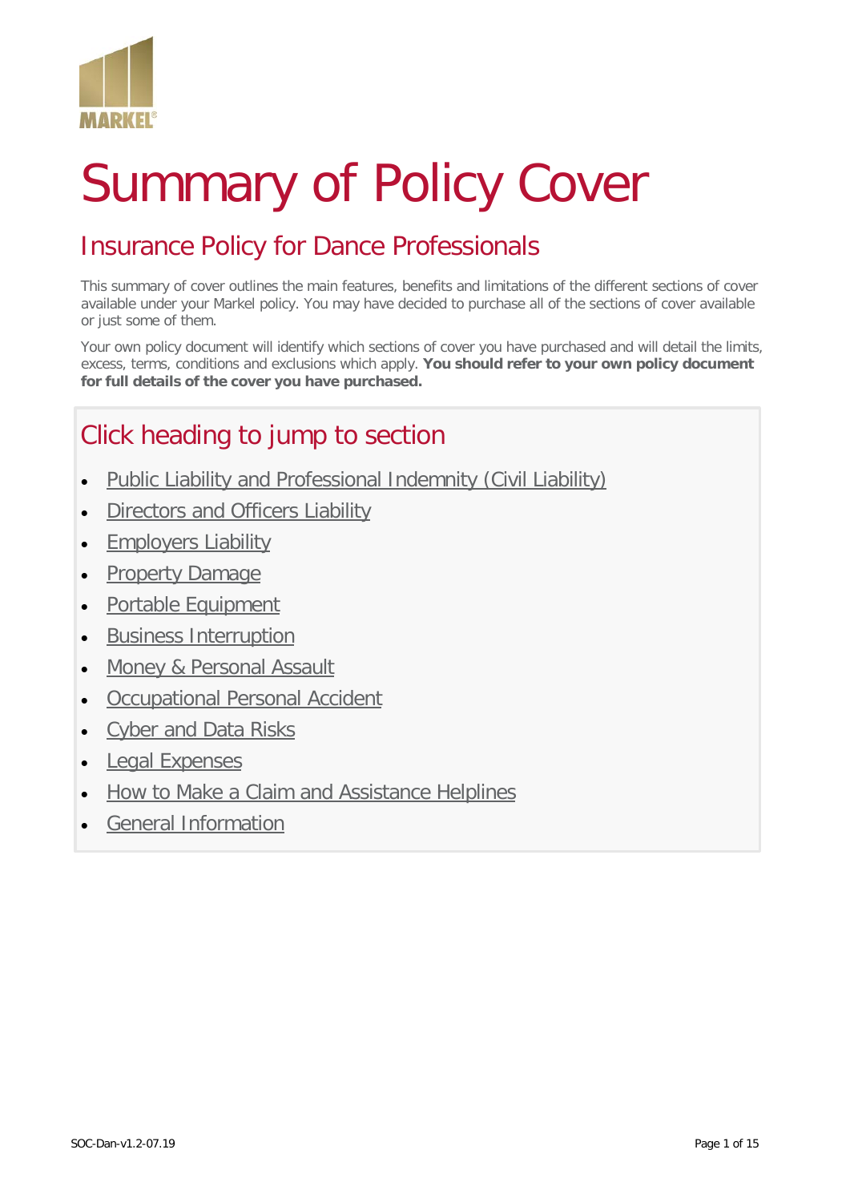# Summary of Policy Cover

## Insurance Policy for Dance Professionals

This summary of cover outlines the main features, benefits and limitations of the different sections of cover available under your Markel policy. You may have decided to purchase all of the sections of cover available or just some of them.

Your own policy document will identify which sections of cover you have purchased and will detail the limits, excess, terms, conditions and exclusions which apply. **You should refer to your own policy document for full details of the cover you have purchased.**

## Click heading to jump to section

- Public Liability and Professional Indemnity (Civil Liability)
- Directors and Officers Liability
- Employers Liability
- Property Damage
- Portable Equipment
- Business Interruption
- Money & Personal Assault
- Occupational Personal Accident
- Cyber and Data Risks
- Legal Expenses
- How to Make a Claim and Assistance Helplines
- General Information

SOC-Dan-v1.2-07.19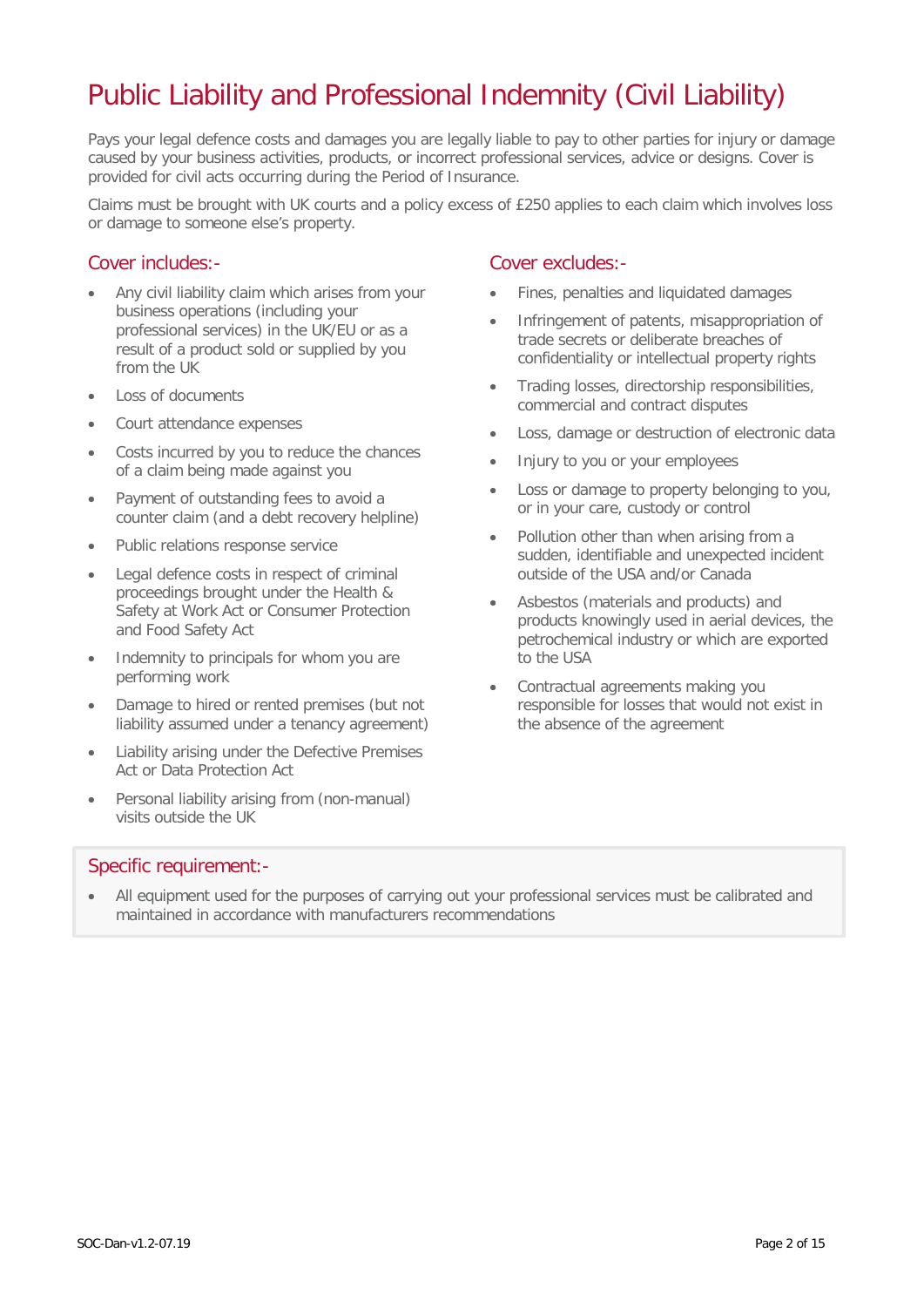# Public Liability and Professional Indemnity (Civil Liability)

Pays your legal defence costs and damages you are legally liable to pay to other parties for injury or damage caused by your business activities, products, or incorrect professional services, advice or designs. Cover is provided for civil acts occurring during the Period of Insurance.

Claims must be brought with UK courts and a policy excess of £250 applies to each claim which involves loss or damage to someone else's property.

## Cover includes:-

- Any civil liability claim which arises from your business operations (including your professional services) in the UK/EU or as a result of a product sold or supplied by you from the UK
- Loss of documents
- Court attendance expenses
- Costs incurred by you to reduce the chances of a claim being made against you
- Payment of outstanding fees to avoid a counter claim (and a debt recovery helpline)
- Public relations response service
- Legal defence costs in respect of criminal proceedings brought under the Health & Safety at Work Act or Consumer Protection and Food Safety Act
- Indemnity to principals for whom you are performing work
- Damage to hired or rented premises (but not liability assumed under a tenancy agreement)
- Liability arising under the Defective Premises Act or Data Protection Act
- Personal liability arising from (non-manual) visits outside the UK

## Cover excludes:-

- Fines, penalties and liquidated damages
- Infringement of patents, misappropriation of trade secrets or deliberate breaches of confidentiality or intellectual property rights
- Trading losses, directorship responsibilities, commercial and contract disputes
- Loss, damage or destruction of electronic data
- Injury to you or your employees
- Loss or damage to property belonging to you, or in your care, custody or control
- Pollution other than when arising from a sudden, identifiable and unexpected incident outside of the USA and/or Canada
- Asbestos (materials and products) and products knowingly used in aerial devices, the petrochemical industry or which are exported to the USA
- Contractual agreements making you responsible for losses that would not exist in the absence of the agreement

## Specific requirement:-

- All equipment used for the purposes of carrying out your professional services must be calibrated and maintained in accordance with manufacturers recommendations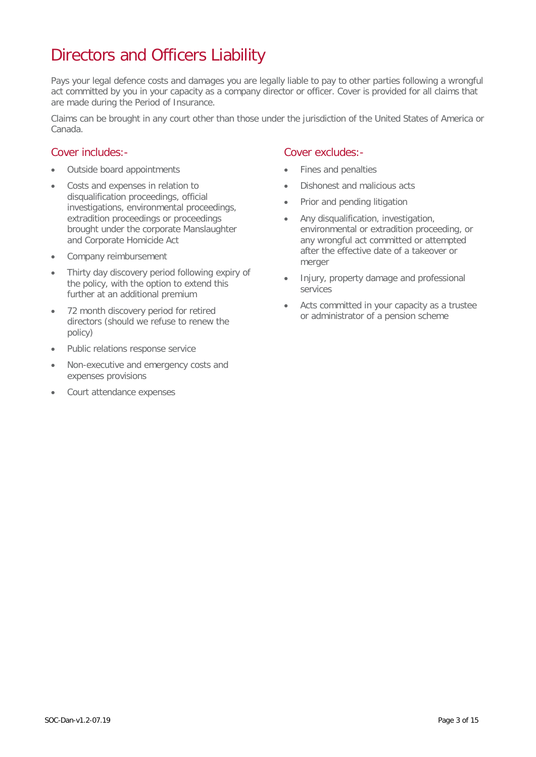# Directors and Officers Liability

Pays your legal defence costs and damages you are legally liable to pay to other parties following a wrongful act committed by you in your capacity as a company director or officer. Cover is provided for all claims that are made during the Period of Insurance.

Claims can be brought in any court other than those under the jurisdiction of the United States of America or Canada.

## Cover includes:-

- Outside board appointments
- Costs and expenses in relation to disqualification proceedings, official investigations, environmental proceedings, extradition proceedings or proceedings brought under the corporate Manslaughter and Corporate Homicide Act
- Company reimbursement
- Thirty day discovery period following expiry of the policy, with the option to extend this further at an additional premium
- 72 month discovery period for retired directors (should we refuse to renew the policy)
- Public relations response service
- Non-executive and emergency costs and expenses provisions
- Court attendance expenses

## Cover excludes:-

- Fines and penalties
- Dishonest and malicious acts
- Prior and pending litigation
- Any disqualification, investigation, environmental or extradition proceeding, or any wrongful act committed or attempted after the effective date of a takeover or merger
- Injury, property damage and professional services
- Acts committed in your capacity as a trustee or administrator of a pension scheme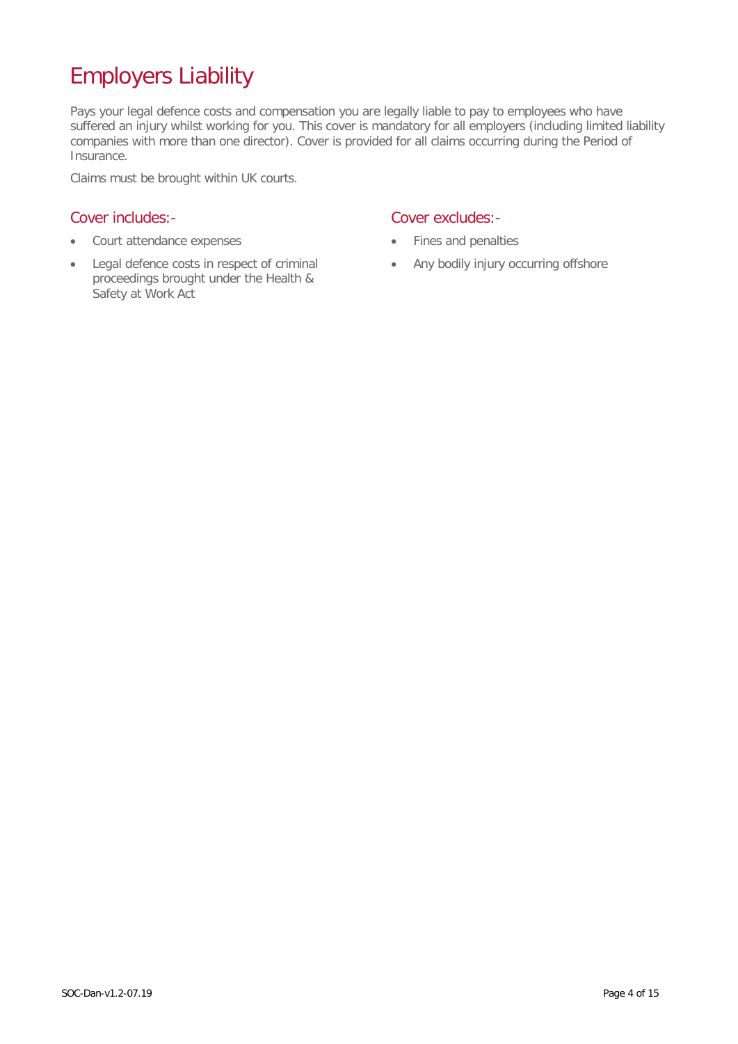# Employers Liability

Pays your legal defence costs and compensation you are legally liable to pay to employees who have suffered an injury whilst working for you. This cover is mandatory for all employers (including limited liability companies with more than one director). Cover is provided for all claims occurring during the Period of Insurance.

Claims must be brought within UK courts.

## Cover includes:-

- Court attendance expenses
- Legal defence costs in respect of criminal proceedings brought under the Health & Safety at Work Act

## Cover excludes:-

- Fines and penalties
- Any bodily injury occurring offshore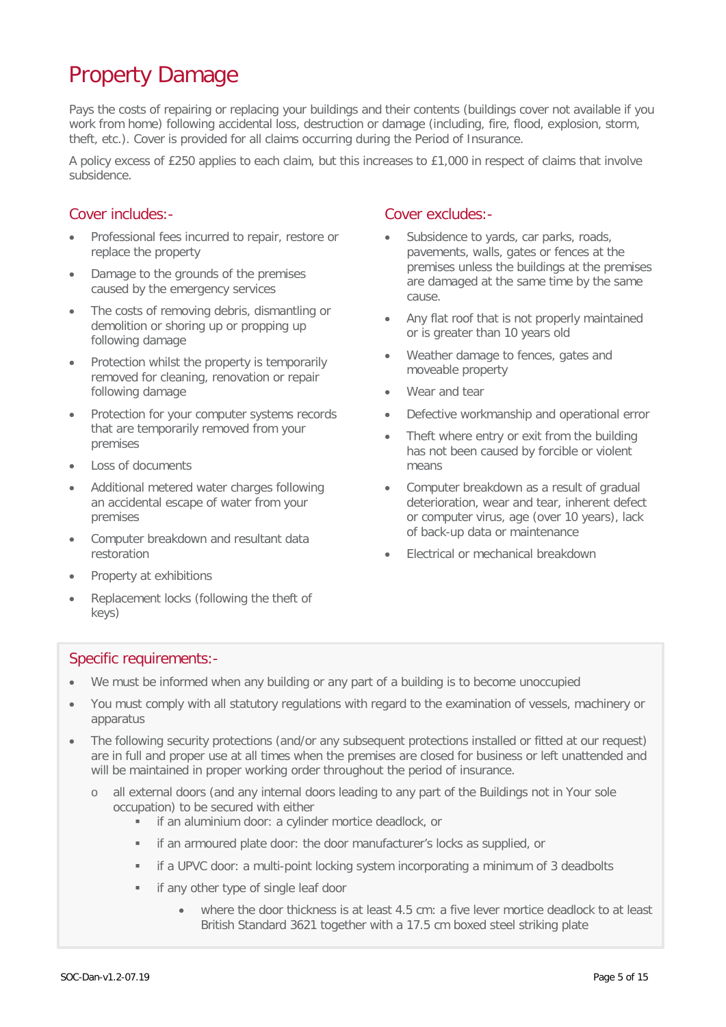# Property Damage

Pays the costs of repairing or replacing your buildings and their contents (buildings cover not available if you work from home) following accidental loss, destruction or damage (including, fire, flood, explosion, storm, theft, etc.). Cover is provided for all claims occurring during the Period of Insurance.

A policy excess of £250 applies to each claim, but this increases to £1,000 in respect of claims that involve subsidence.

## Cover includes:-

- Professional fees incurred to repair, restore or replace the property
- Damage to the grounds of the premises caused by the emergency services
- The costs of removing debris, dismantling or demolition or shoring up or propping up following damage
- Protection whilst the property is temporarily removed for cleaning, renovation or repair following damage
- Protection for your computer systems records that are temporarily removed from your premises
- Loss of documents
- Additional metered water charges following an accidental escape of water from your premises
- Computer breakdown and resultant data restoration
- Property at exhibitions
- Replacement locks (following the theft of keys)

## Cover excludes:-

- Subsidence to yards, car parks, roads, pavements, walls, gates or fences at the premises unless the buildings at the premises are damaged at the same time by the same cause.
- Any flat roof that is not properly maintained or is greater than 10 years old
- Weather damage to fences, gates and moveable property
- Wear and tear
- Defective workmanship and operational error
- Theft where entry or exit from the building has not been caused by forcible or violent means
- Computer breakdown as a result of gradual deterioration, wear and tear, inherent defect or computer virus, age (over 10 years), lack of back-up data or maintenance
- Electrical or mechanical breakdown

## Specific requirements:-

- We must be informed when any building or any part of a building is to become unoccupied
- You must comply with all statutory regulations with regard to the examination of vessels, machinery or apparatus
- The following security protections (and/or any subsequent protections installed or fitted at our request) are in full and proper use at all times when the premises are closed for business or left unattended and will be maintained in proper working order throughout the period of insurance.
  - all external doors (and any internal doors leading to any part of the Buildings not in Your sole occupation) to be secured with either
    - if an aluminium door: a cylinder mortice deadlock, or
    - if an armoured plate door: the door manufacturer's locks as supplied, or
    - if a UPVC door: a multi-point locking system incorporating a minimum of 3 deadbolts
    - if any other type of single leaf door
      - where the door thickness is at least 4.5 cm: a five lever mortice deadlock to at least British Standard 3621 together with a 17.5 cm boxed steel striking plate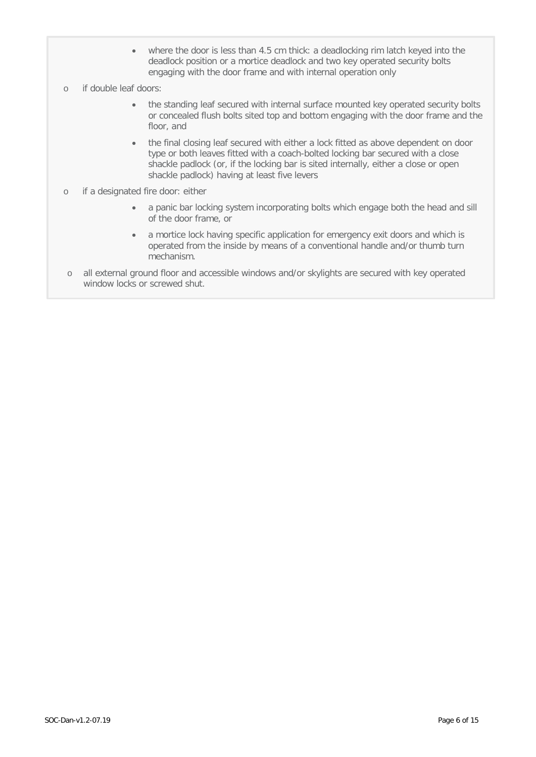- where the door is less than 4.5 cm thick: a deadlocking rim latch keyed into the deadlock position or a mortice deadlock and two key operated security bolts engaging with the door frame and with internal operation only

- if double leaf doors:
    - the standing leaf secured with internal surface mounted key operated security bolts or concealed flush bolts sited top and bottom engaging with the door frame and the floor, and
    - the final closing leaf secured with either a lock fitted as above dependent on door type or both leaves fitted with a coach-bolted locking bar secured with a close shackle padlock (or, if the locking bar is sited internally, either a close or open shackle padlock) having at least five levers

- if a designated fire door: either
    - a panic bar locking system incorporating bolts which engage both the head and sill of the door frame, or
    - a mortice lock having specific application for emergency exit doors and which is operated from the inside by means of a conventional handle and/or thumb turn mechanism.

- all external ground floor and accessible windows and/or skylights are secured with key operated window locks or screwed shut.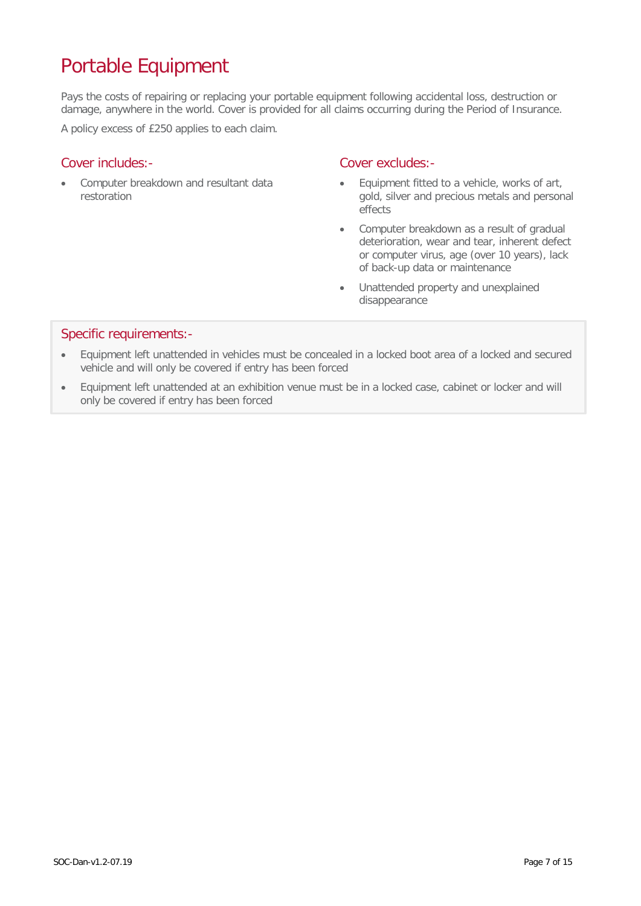# Portable Equipment

Pays the costs of repairing or replacing your portable equipment following accidental loss, destruction or damage, anywhere in the world. Cover is provided for all claims occurring during the Period of Insurance.

A policy excess of £250 applies to each claim.

## Cover includes:-

- Computer breakdown and resultant data restoration

## Cover excludes:-

- Equipment fitted to a vehicle, works of art, gold, silver and precious metals and personal effects
- Computer breakdown as a result of gradual deterioration, wear and tear, inherent defect or computer virus, age (over 10 years), lack of back-up data or maintenance
- Unattended property and unexplained disappearance

## Specific requirements:-

- Equipment left unattended in vehicles must be concealed in a locked boot area of a locked and secured vehicle and will only be covered if entry has been forced
- Equipment left unattended at an exhibition venue must be in a locked case, cabinet or locker and will only be covered if entry has been forced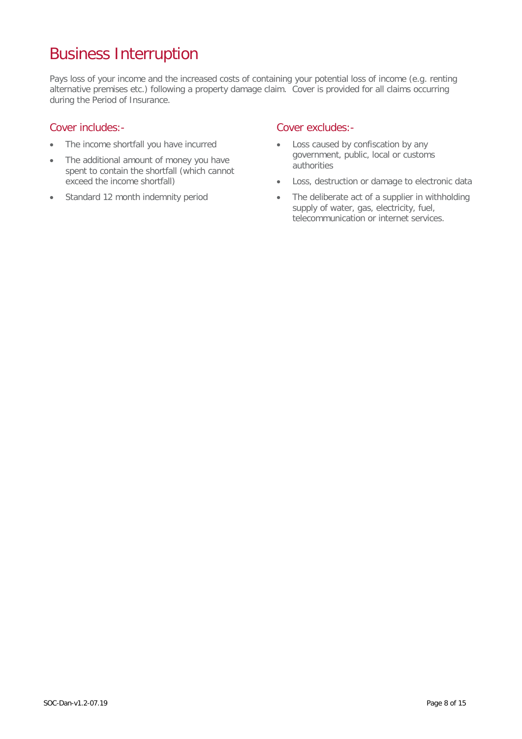# Business Interruption

Pays loss of your income and the increased costs of containing your potential loss of income (e.g. renting alternative premises etc.) following a property damage claim. Cover is provided for all claims occurring during the Period of Insurance.

## Cover includes:-

- The income shortfall you have incurred
- The additional amount of money you have spent to contain the shortfall (which cannot exceed the income shortfall)
- Standard 12 month indemnity period

## Cover excludes:-

- Loss caused by confiscation by any government, public, local or customs authorities
- Loss, destruction or damage to electronic data
- The deliberate act of a supplier in withholding supply of water, gas, electricity, fuel, telecommunication or internet services.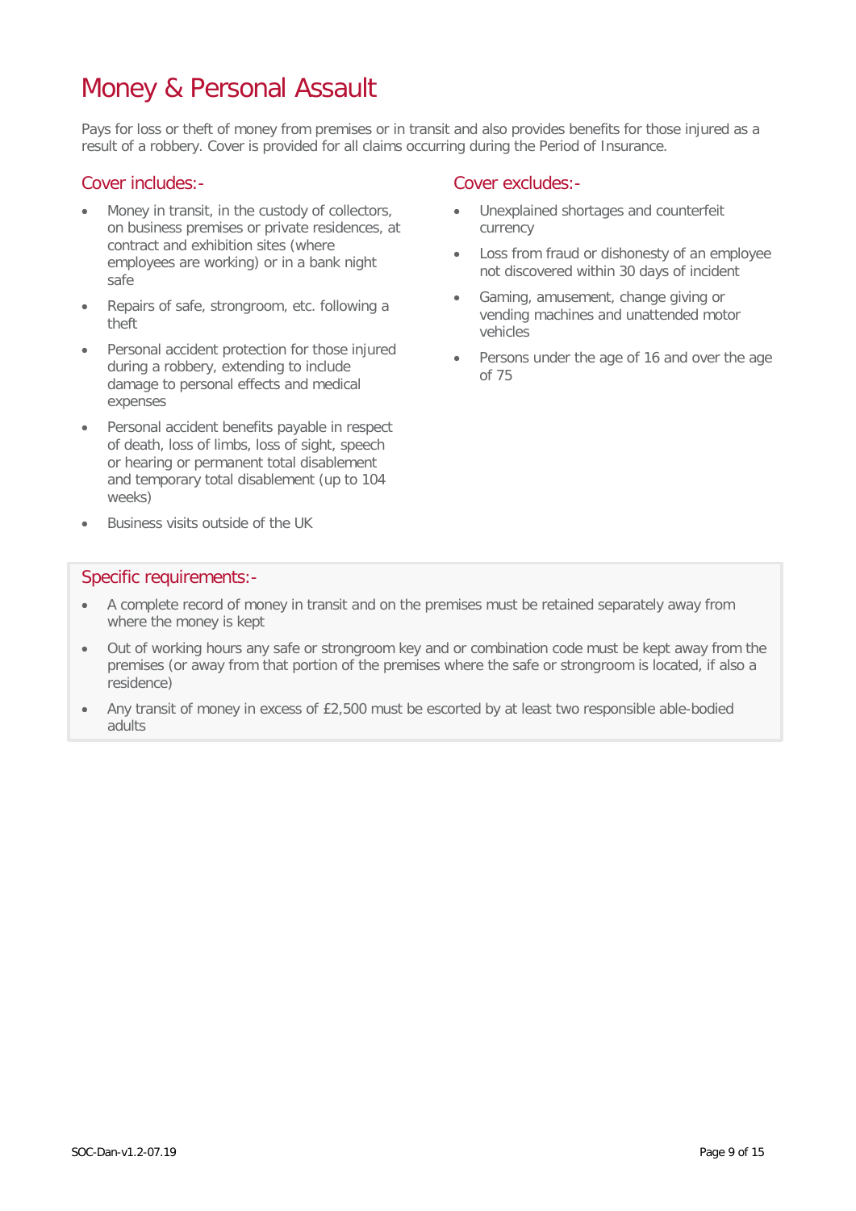# Money & Personal Assault

Pays for loss or theft of money from premises or in transit and also provides benefits for those injured as a result of a robbery. Cover is provided for all claims occurring during the Period of Insurance.

## Cover includes:-

- Money in transit, in the custody of collectors, on business premises or private residences, at contract and exhibition sites (where employees are working) or in a bank night safe
- Repairs of safe, strongroom, etc. following a theft
- Personal accident protection for those injured during a robbery, extending to include damage to personal effects and medical expenses
- Personal accident benefits payable in respect of death, loss of limbs, loss of sight, speech or hearing or permanent total disablement and temporary total disablement (up to 104 weeks)
- Business visits outside of the UK

## Cover excludes:-

- Unexplained shortages and counterfeit currency
- Loss from fraud or dishonesty of an employee not discovered within 30 days of incident
- Gaming, amusement, change giving or vending machines and unattended motor vehicles
- Persons under the age of 16 and over the age of 75

## Specific requirements:-

- A complete record of money in transit and on the premises must be retained separately away from where the money is kept
- Out of working hours any safe or strongroom key and or combination code must be kept away from the premises (or away from that portion of the premises where the safe or strongroom is located, if also a residence)
- Any transit of money in excess of £2,500 must be escorted by at least two responsible able-bodied adults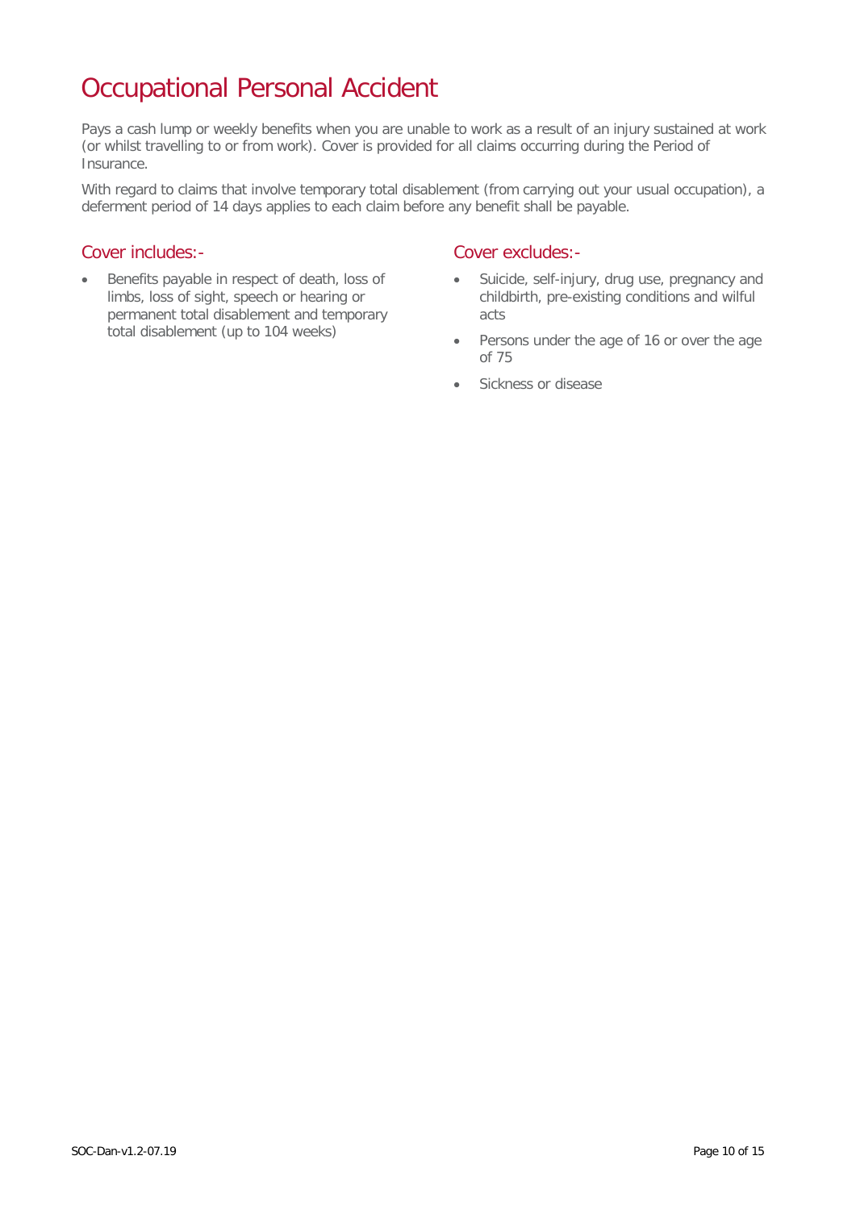# Occupational Personal Accident

Pays a cash lump or weekly benefits when you are unable to work as a result of an injury sustained at work (or whilst travelling to or from work). Cover is provided for all claims occurring during the Period of Insurance.

With regard to claims that involve temporary total disablement (from carrying out your usual occupation), a deferment period of 14 days applies to each claim before any benefit shall be payable.

## Cover includes:-

- Benefits payable in respect of death, loss of limbs, loss of sight, speech or hearing or permanent total disablement and temporary total disablement (up to 104 weeks)

## Cover excludes:-

- Suicide, self-injury, drug use, pregnancy and childbirth, pre-existing conditions and wilful acts
- Persons under the age of 16 or over the age of 75
- Sickness or disease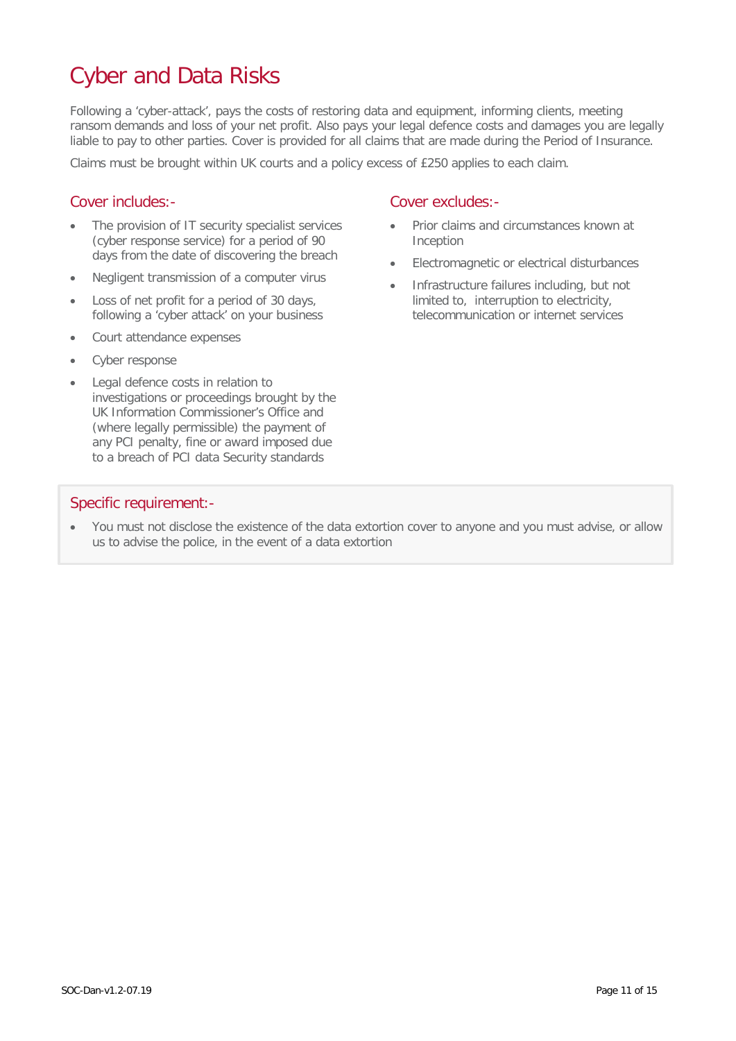# Cyber and Data Risks

Following a 'cyber-attack', pays the costs of restoring data and equipment, informing clients, meeting ransom demands and loss of your net profit. Also pays your legal defence costs and damages you are legally liable to pay to other parties. Cover is provided for all claims that are made during the Period of Insurance.

Claims must be brought within UK courts and a policy excess of £250 applies to each claim.

## Cover includes:-

- The provision of IT security specialist services (cyber response service) for a period of 90 days from the date of discovering the breach
- Negligent transmission of a computer virus
- Loss of net profit for a period of 30 days, following a 'cyber attack' on your business
- Court attendance expenses
- Cyber response
- Legal defence costs in relation to investigations or proceedings brought by the UK Information Commissioner's Office and (where legally permissible) the payment of any PCI penalty, fine or award imposed due to a breach of PCI data Security standards

## Cover excludes:-

- Prior claims and circumstances known at Inception
- Electromagnetic or electrical disturbances
- Infrastructure failures including, but not limited to, interruption to electricity, telecommunication or internet services

## Specific requirement:-

- You must not disclose the existence of the data extortion cover to anyone and you must advise, or allow us to advise the police, in the event of a data extortion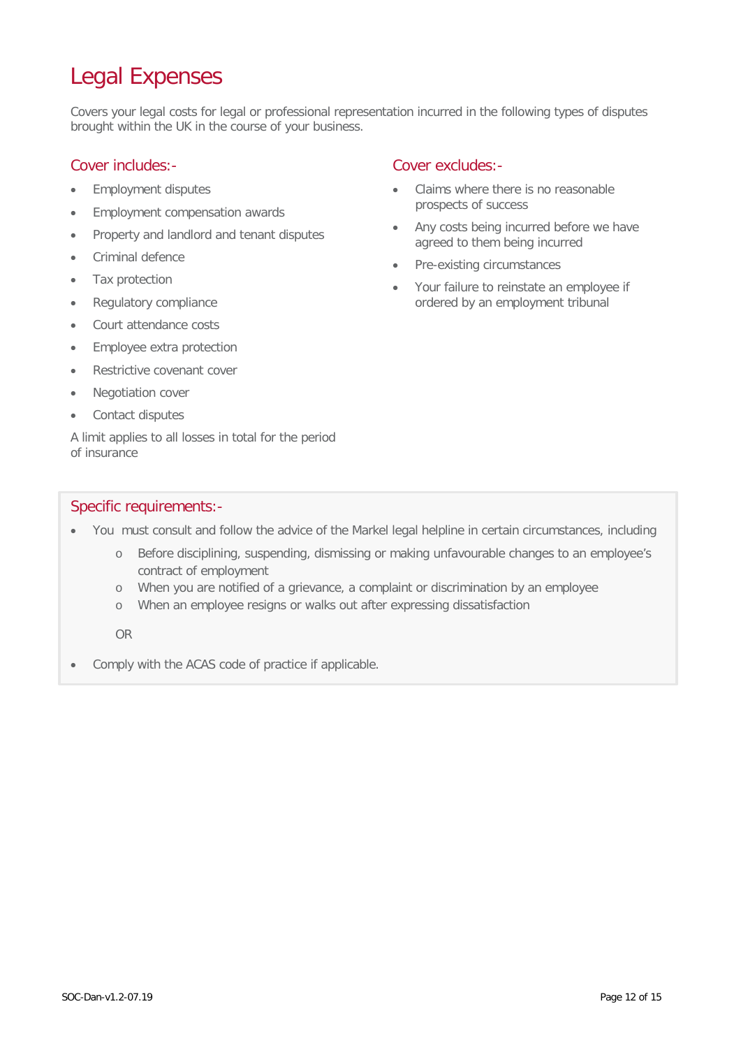# Legal Expenses

Covers your legal costs for legal or professional representation incurred in the following types of disputes brought within the UK in the course of your business.

## Cover includes:-

- Employment disputes
- Employment compensation awards
- Property and landlord and tenant disputes
- Criminal defence
- Tax protection
- Regulatory compliance
- Court attendance costs
- Employee extra protection
- Restrictive covenant cover
- Negotiation cover
- Contact disputes

A limit applies to all losses in total for the period of insurance

## Cover excludes:-

- Claims where there is no reasonable prospects of success
- Any costs being incurred before we have agreed to them being incurred
- Pre-existing circumstances
- Your failure to reinstate an employee if ordered by an employment tribunal

## Specific requirements:-

- You must consult and follow the advice of the Markel legal helpline in certain circumstances, including
  - Before disciplining, suspending, dismissing or making unfavourable changes to an employee's contract of employment
  - When you are notified of a grievance, a complaint or discrimination by an employee
  - When an employee resigns or walks out after expressing dissatisfaction

  OR

- Comply with the ACAS code of practice if applicable.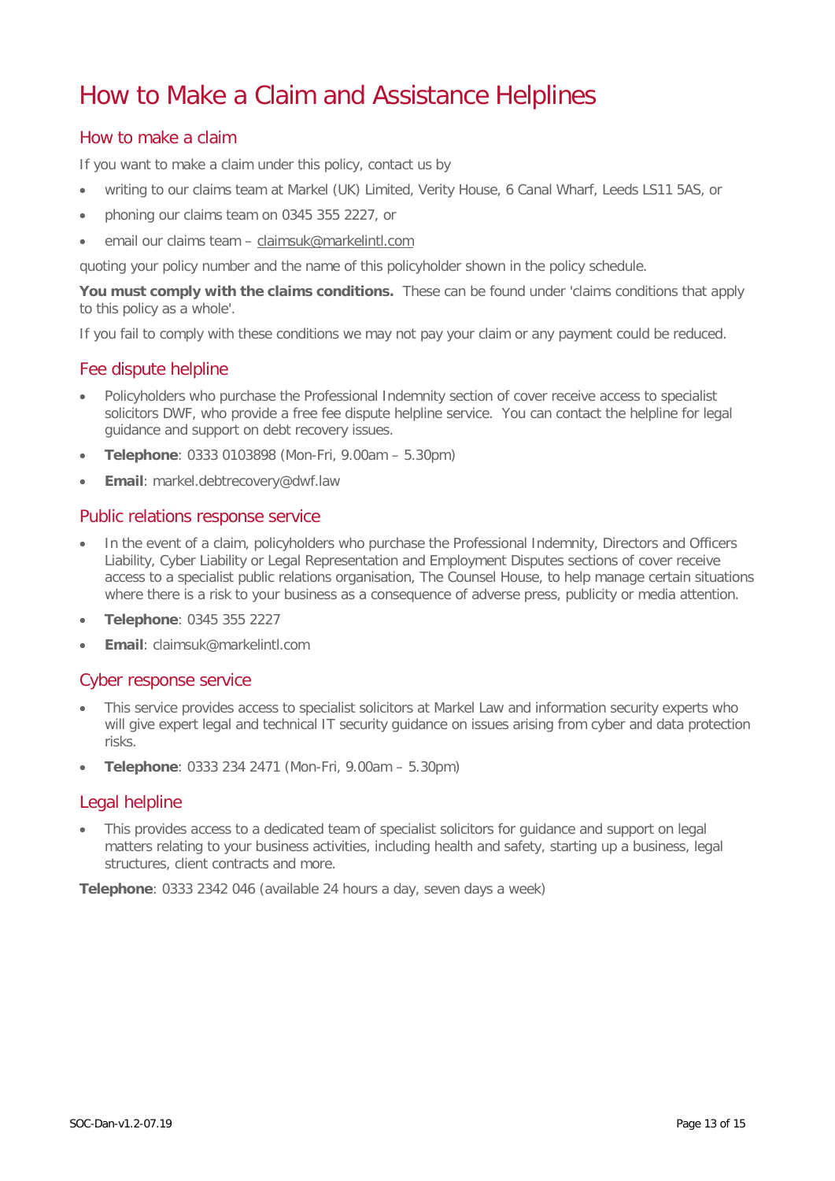# How to Make a Claim and Assistance Helplines

## How to make a claim

If you want to make a claim under this policy, contact us by

- writing to our claims team at Markel (UK) Limited, Verity House, 6 Canal Wharf, Leeds LS11 5AS, or
- phoning our claims team on 0345 355 2227, or
- email our claims team – claimsuk@markelintl.com

quoting your policy number and the name of this policyholder shown in the policy schedule.

**You must comply with the claims conditions.** These can be found under 'claims conditions that apply to this policy as a whole'.

If you fail to comply with these conditions we may not pay your claim or any payment could be reduced.

## Fee dispute helpline

- Policyholders who purchase the Professional Indemnity section of cover receive access to specialist solicitors DWF, who provide a free fee dispute helpline service. You can contact the helpline for legal guidance and support on debt recovery issues.
- **Telephone**: 0333 0103898 (Mon-Fri, 9.00am – 5.30pm)
- **Email**: markel.debtrecovery@dwf.law

## Public relations response service

- In the event of a claim, policyholders who purchase the Professional Indemnity, Directors and Officers Liability, Cyber Liability or Legal Representation and Employment Disputes sections of cover receive access to a specialist public relations organisation, The Counsel House, to help manage certain situations where there is a risk to your business as a consequence of adverse press, publicity or media attention.
- **Telephone**: 0345 355 2227
- **Email**: claimsuk@markelintl.com

## Cyber response service

- This service provides access to specialist solicitors at Markel Law and information security experts who will give expert legal and technical IT security guidance on issues arising from cyber and data protection risks.
- **Telephone**: 0333 234 2471 (Mon-Fri, 9.00am – 5.30pm)

## Legal helpline

- This provides access to a dedicated team of specialist solicitors for guidance and support on legal matters relating to your business activities, including health and safety, starting up a business, legal structures, client contracts and more.

**Telephone**: 0333 2342 046 (available 24 hours a day, seven days a week)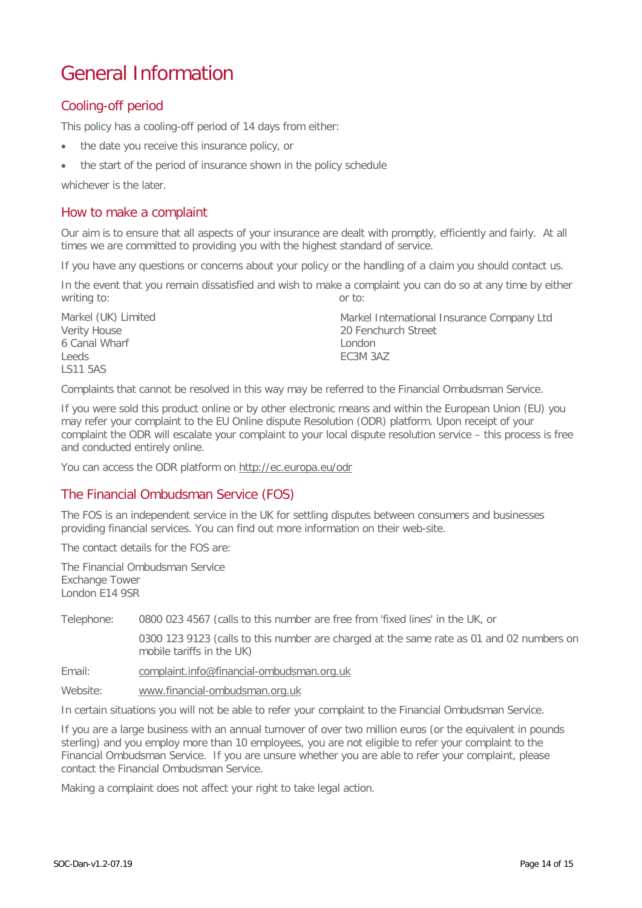# General Information

## Cooling-off period

This policy has a cooling-off period of 14 days from either:

- the date you receive this insurance policy, or
- the start of the period of insurance shown in the policy schedule

whichever is the later.

## How to make a complaint

Our aim is to ensure that all aspects of your insurance are dealt with promptly, efficiently and fairly. At all times we are committed to providing you with the highest standard of service.

If you have any questions or concerns about your policy or the handling of a claim you should contact us.

In the event that you remain dissatisfied and wish to make a complaint you can do so at any time by either writing to:

Markel (UK) Limited
Verity House
6 Canal Wharf
Leeds
LS11 5AS

or to:

Markel International Insurance Company Ltd
20 Fenchurch Street
London
EC3M 3AZ

Complaints that cannot be resolved in this way may be referred to the Financial Ombudsman Service.

If you were sold this product online or by other electronic means and within the European Union (EU) you may refer your complaint to the EU Online dispute Resolution (ODR) platform. Upon receipt of your complaint the ODR will escalate your complaint to your local dispute resolution service – this process is free and conducted entirely online.

You can access the ODR platform on http://ec.europa.eu/odr

## The Financial Ombudsman Service (FOS)

The FOS is an independent service in the UK for settling disputes between consumers and businesses providing financial services. You can find out more information on their web-site.

The contact details for the FOS are:

The Financial Ombudsman Service
Exchange Tower
London E14 9SR

Telephone: 0800 023 4567 (calls to this number are free from 'fixed lines' in the UK, or

0300 123 9123 (calls to this number are charged at the same rate as 01 and 02 numbers on mobile tariffs in the UK)

Email: complaint.info@financial-ombudsman.org.uk

Website: www.financial-ombudsman.org.uk

In certain situations you will not be able to refer your complaint to the Financial Ombudsman Service.

If you are a large business with an annual turnover of over two million euros (or the equivalent in pounds sterling) and you employ more than 10 employees, you are not eligible to refer your complaint to the Financial Ombudsman Service. If you are unsure whether you are able to refer your complaint, please contact the Financial Ombudsman Service.

Making a complaint does not affect your right to take legal action.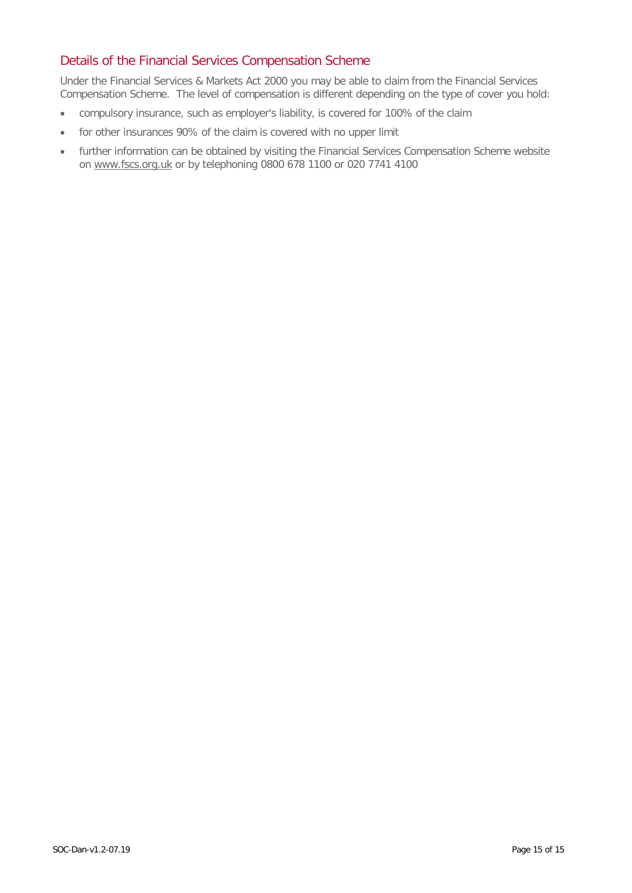## Details of the Financial Services Compensation Scheme

Under the Financial Services & Markets Act 2000 you may be able to claim from the Financial Services Compensation Scheme. The level of compensation is different depending on the type of cover you hold:

- compulsory insurance, such as employer's liability, is covered for 100% of the claim
- for other insurances 90% of the claim is covered with no upper limit
- further information can be obtained by visiting the Financial Services Compensation Scheme website on www.fscs.org.uk or by telephoning 0800 678 1100 or 020 7741 4100